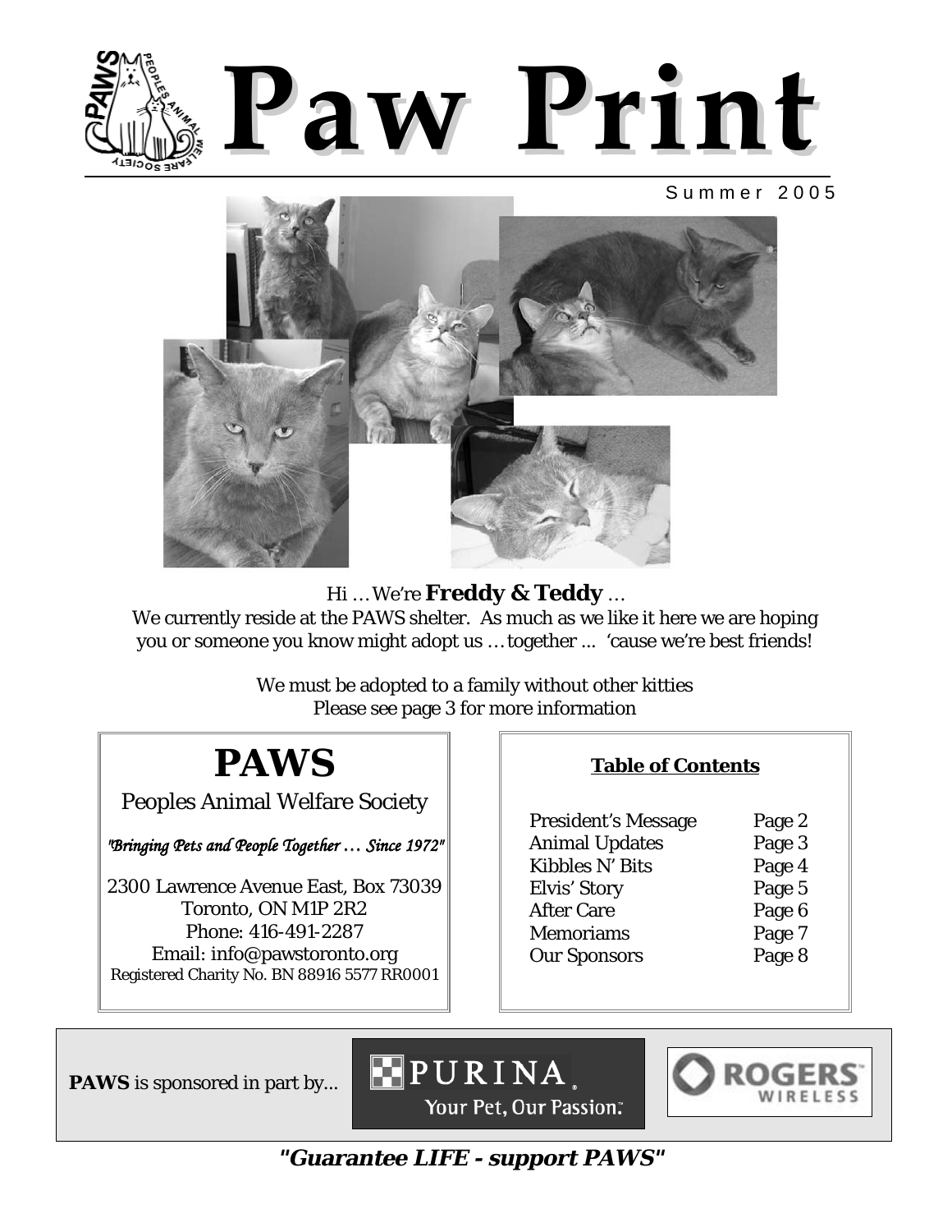# Paw Print

Summer 2005

Hi … We're **Freddy & Teddy** …

We currently reside at the PAWS shelter. As much as we like it here we are hoping you or someone you know might adopt us … together ... 'cause we're best friends!

We must be adopted to a family without other kitties

Please see page 3 for more information

## PAWS

Peoples Animal Welfare Society

*"Bringing Pets and People Together … Since 1972"*

2300 Lawrence Avenue East, Box 73039
Toronto, ON M1P 2R2
Phone: 416-491-2287
Email: info@pawstoronto.org
Registered Charity No. BN 88916 5577 RR0001

### Table of Contents

| | |
|---|---|
| President's Message | Page 2 |
| Animal Updates | Page 3 |
| Kibbles N' Bits | Page 4 |
| Elvis' Story | Page 5 |
| After Care | Page 6 |
| Memoriams | Page 7 |
| Our Sponsors | Page 8 |

**PAWS** is sponsored in part by...

PURINA. Your Pet, Our Passion.™

ROGERS™ WIRELESS

***"Guarantee LIFE - support PAWS"***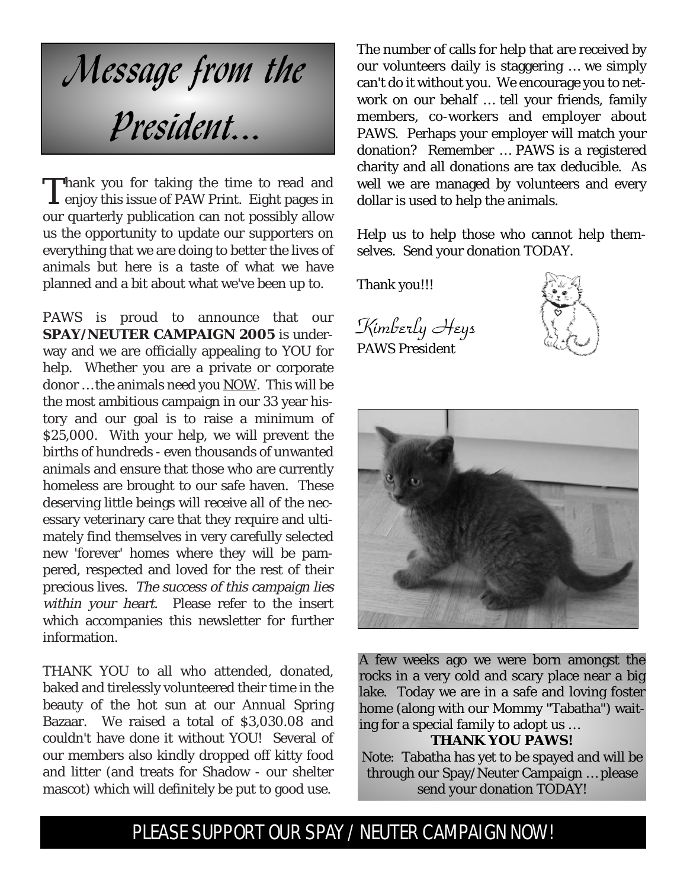# Message from the President...

Thank you for taking the time to read and enjoy this issue of PAW Print. Eight pages in our quarterly publication can not possibly allow us the opportunity to update our supporters on everything that we are doing to better the lives of animals but here is a taste of what we have planned and a bit about what we've been up to.

PAWS is proud to announce that our **SPAY/NEUTER CAMPAIGN 2005** is underway and we are officially appealing to YOU for help. Whether you are a private or corporate donor … the animals need you NOW. This will be the most ambitious campaign in our 33 year history and our goal is to raise a minimum of $25,000. With your help, we will prevent the births of hundreds - even thousands of unwanted animals and ensure that those who are currently homeless are brought to our safe haven. These deserving little beings will receive all of the necessary veterinary care that they require and ultimately find themselves in very carefully selected new 'forever' homes where they will be pampered, respected and loved for the rest of their precious lives. *The success of this campaign lies within your heart.* Please refer to the insert which accompanies this newsletter for further information.

THANK YOU to all who attended, donated, baked and tirelessly volunteered their time in the beauty of the hot sun at our Annual Spring Bazaar. We raised a total of $3,030.08 and couldn't have done it without YOU! Several of our members also kindly dropped off kitty food and litter (and treats for Shadow - our shelter mascot) which will definitely be put to good use.

The number of calls for help that are received by our volunteers daily is staggering … we simply can't do it without you. We encourage you to network on our behalf … tell your friends, family members, co-workers and employer about PAWS. Perhaps your employer will match your donation? Remember … PAWS is a registered charity and all donations are tax deductible. As well we are managed by volunteers and every dollar is used to help the animals.

Help us to help those who cannot help themselves. Send your donation TODAY.

Thank you!!!

*Kimberly Heys*
PAWS President

A few weeks ago we were born amongst the rocks in a very cold and scary place near a big lake. Today we are in a safe and loving foster home (along with our Mommy "Tabatha") waiting for a special family to adopt us …

**THANK YOU PAWS!**

Note: Tabatha has yet to be spayed and will be through our Spay/Neuter Campaign … please send your donation TODAY!

PLEASE SUPPORT OUR SPAY / NEUTER CAMPAIGN NOW!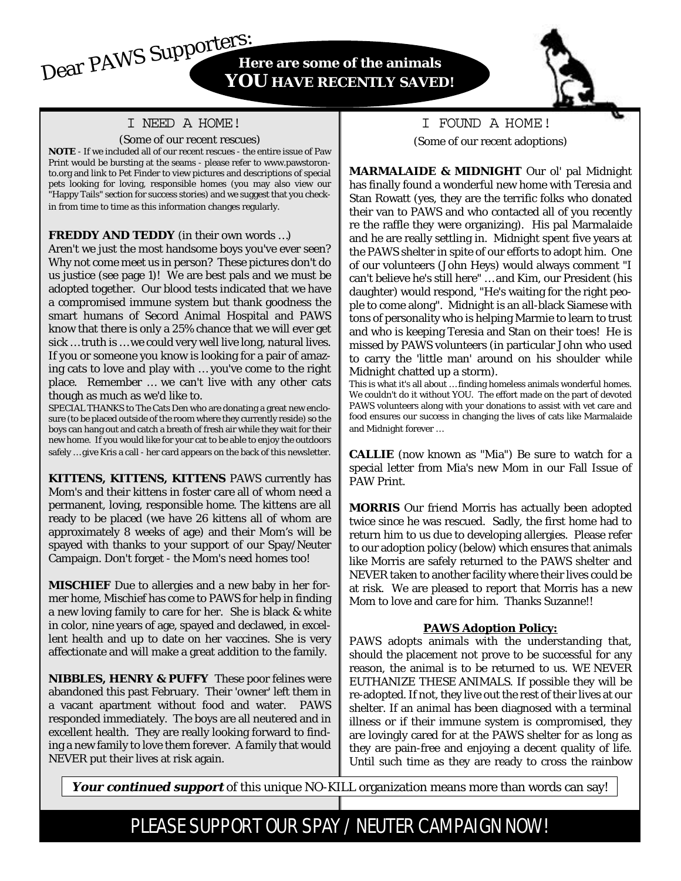# Dear PAWS Supporters:

**Here are some of the animals *YOU* HAVE RECENTLY SAVED!**

## I NEED A HOME!

(Some of our recent rescues)

**NOTE** - If we included all of our recent rescues - the entire issue of Paw Print would be bursting at the seams - please refer to www.pawstoronto.org and link to Pet Finder to view pictures and descriptions of special pets looking for loving, responsible homes (you may also view our "Happy Tails" section for success stories) and we suggest that you check-in from time to time as this information changes regularly.

**FREDDY AND TEDDY** (in their own words …)
Aren't we just the most handsome boys you've ever seen? Why not come meet us in person? These pictures don't do us justice (see page 1)! We are best pals and we must be adopted together. Our blood tests indicated that we have a compromised immune system but thank goodness the smart humans of Secord Animal Hospital and PAWS know that there is only a 25% chance that we will ever get sick … truth is … we could very well live long, natural lives. If you or someone you know is looking for a pair of amazing cats to love and play with … you've come to the right place. Remember … we can't live with any other cats though as much as we'd like to.

SPECIAL THANKS to The Cats Den who are donating a great new enclosure (to be placed outside of the room where they currently reside) so the boys can hang out and catch a breath of fresh air while they wait for their new home. If you would like for your cat to be able to enjoy the outdoors safely … give Kris a call - her card appears on the back of this newsletter.

**KITTENS, KITTENS, KITTENS** PAWS currently has Mom's and their kittens in foster care all of whom need a permanent, loving, responsible home. The kittens are all ready to be placed (we have 26 kittens all of whom are approximately 8 weeks of age) and their Mom's will be spayed with thanks to your support of our Spay/Neuter Campaign. Don't forget - the Mom's need homes too!

**MISCHIEF** Due to allergies and a new baby in her former home, Mischief has come to PAWS for help in finding a new loving family to care for her. She is black & white in color, nine years of age, spayed and declawed, in excellent health and up to date on her vaccines. She is very affectionate and will make a great addition to the family.

**NIBBLES, HENRY & PUFFY** These poor felines were abandoned this past February. Their 'owner' left them in a vacant apartment without food and water. PAWS responded immediately. The boys are all neutered and in excellent health. They are really looking forward to finding a new family to love them forever. A family that would NEVER put their lives at risk again.

## I FOUND A HOME!

(Some of our recent adoptions)

**MARMALAIDE & MIDNIGHT** Our ol' pal Midnight has finally found a wonderful new home with Teresia and Stan Rowatt (yes, they are the terrific folks who donated their van to PAWS and who contacted all of you recently re the raffle they were organizing). His pal Marmalaide and he are really settling in. Midnight spent five years at the PAWS shelter in spite of our efforts to adopt him. One of our volunteers (John Heys) would always comment "I can't believe he's still here" … and Kim, our President (his daughter) would respond, "He's waiting for the right people to come along". Midnight is an all-black Siamese with tons of personality who is helping Marmie to learn to trust and who is keeping Teresia and Stan on their toes! He is missed by PAWS volunteers (in particular John who used to carry the 'little man' around on his shoulder while Midnight chatted up a storm).

This is what it's all about … finding homeless animals wonderful homes. We couldn't do it without YOU. The effort made on the part of devoted PAWS volunteers along with your donations to assist with vet care and food ensures our success in changing the lives of cats like Marmalaide and Midnight forever …

**CALLIE** (now known as "Mia") Be sure to watch for a special letter from Mia's new Mom in our Fall Issue of PAW Print.

**MORRIS** Our friend Morris has actually been adopted twice since he was rescued. Sadly, the first home had to return him to us due to developing allergies. Please refer to our adoption policy (below) which ensures that animals like Morris are safely returned to the PAWS shelter and NEVER taken to another facility where their lives could be at risk. We are pleased to report that Morris has a new Mom to love and care for him. Thanks Suzanne!!

### PAWS Adoption Policy:

PAWS adopts animals with the understanding that, should the placement not prove to be successful for any reason, the animal is to be returned to us. WE NEVER EUTHANIZE THESE ANIMALS. If possible they will be re-adopted. If not, they live out the rest of their lives at our shelter. If an animal has been diagnosed with a terminal illness or if their immune system is compromised, they are lovingly cared for at the PAWS shelter for as long as they are pain-free and enjoying a decent quality of life. Until such time as they are ready to cross the rainbow

***Your continued support*** of this unique NO-KILL organization means more than words can say!

PLEASE SUPPORT OUR SPAY / NEUTER CAMPAIGN NOW!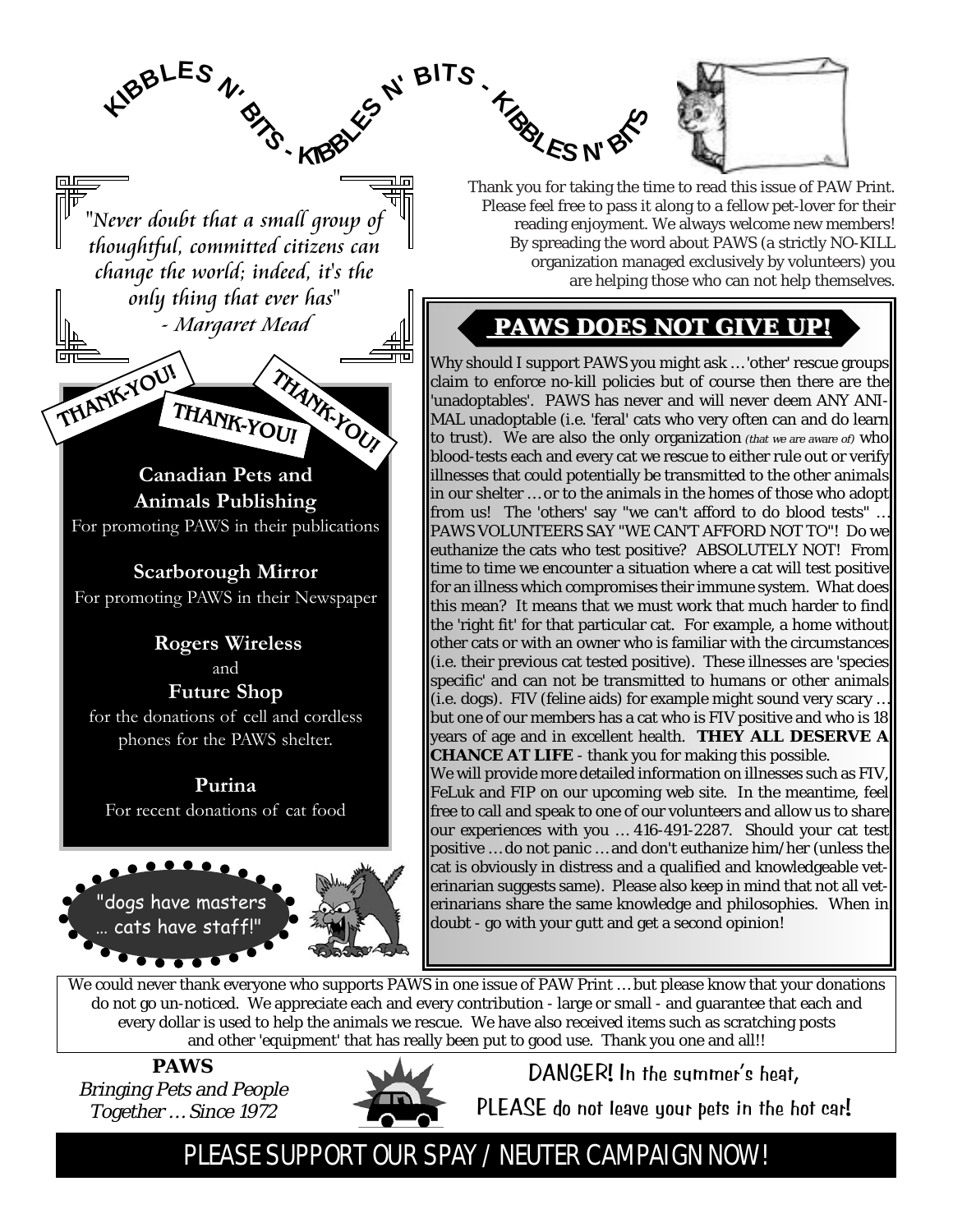# KIBBLES N' BITS - KIBBLES N' BITS - KIBBLES N' BITS

*"Never doubt that a small group of thoughtful, committed citizens can change the world; indeed, it's the only thing that ever has"*
*- Margaret Mead*

Thank you for taking the time to read this issue of PAW Print. Please feel free to pass it along to a fellow pet-lover for their reading enjoyment. We always welcome new members! By spreading the word about PAWS (a strictly NO-KILL organization managed exclusively by volunteers) you are helping those who can not help themselves.

## THANK-YOU! THANK-YOU! THANK-YOU!

**Canadian Pets and Animals Publishing**
For promoting PAWS in their publications

**Scarborough Mirror**
For promoting PAWS in their Newspaper

**Rogers Wireless**
and
**Future Shop**
for the donations of cell and cordless phones for the PAWS shelter.

**Purina**
For recent donations of cat food

"dogs have masters … cats have staff!"

## PAWS DOES NOT GIVE UP!

Why should I support PAWS you might ask … 'other' rescue groups claim to enforce no-kill policies but of course then there are the 'unadoptables'. PAWS has never and will never deem ANY ANIMAL unadoptable (i.e. 'feral' cats who very often can and do learn to trust). We are also the only organization *(that we are aware of)* who blood-tests each and every cat we rescue to either rule out or verify illnesses that could potentially be transmitted to the other animals in our shelter … or to the animals in the homes of those who adopt from us! The 'others' say "we can't afford to do blood tests" … PAWS VOLUNTEERS SAY "WE CAN'T AFFORD NOT TO"! Do we euthanize the cats who test positive? ABSOLUTELY NOT! From time to time we encounter a situation where a cat will test positive for an illness which compromises their immune system. What does this mean? It means that we must work that much harder to find the 'right fit' for that particular cat. For example, a home without other cats or with an owner who is familiar with the circumstances (i.e. their previous cat tested positive). These illnesses are 'species specific' and can not be transmitted to humans or other animals (i.e. dogs). FIV (feline aids) for example might sound very scary … but one of our members has a cat who is FIV positive and who is 18 years of age and in excellent health. **THEY ALL DESERVE A CHANCE AT LIFE** - thank you for making this possible.

We will provide more detailed information on illnesses such as FIV, FeLuk and FIP on our upcoming web site. In the meantime, feel free to call and speak to one of our volunteers and allow us to share our experiences with you … 416-491-2287. Should your cat test positive … do not panic … and don't euthanize him/her (unless the cat is obviously in distress and a qualified and knowledgeable veterinarian suggests same). Please also keep in mind that not all veterinarians share the same knowledge and philosophies. When in doubt - go with your gutt and get a second opinion!

We could never thank everyone who supports PAWS in one issue of PAW Print … but please know that your donations do not go un-noticed. We appreciate each and every contribution - large or small - and guarantee that each and every dollar is used to help the animals we rescue. We have also received items such as scratching posts and other 'equipment' that has really been put to good use. Thank you one and all!!

**PAWS**
*Bringing Pets and People Together … Since 1972*

DANGER! In the summer's heat, PLEASE do not leave your pets in the hot car!

PLEASE SUPPORT OUR SPAY / NEUTER CAMPAIGN NOW!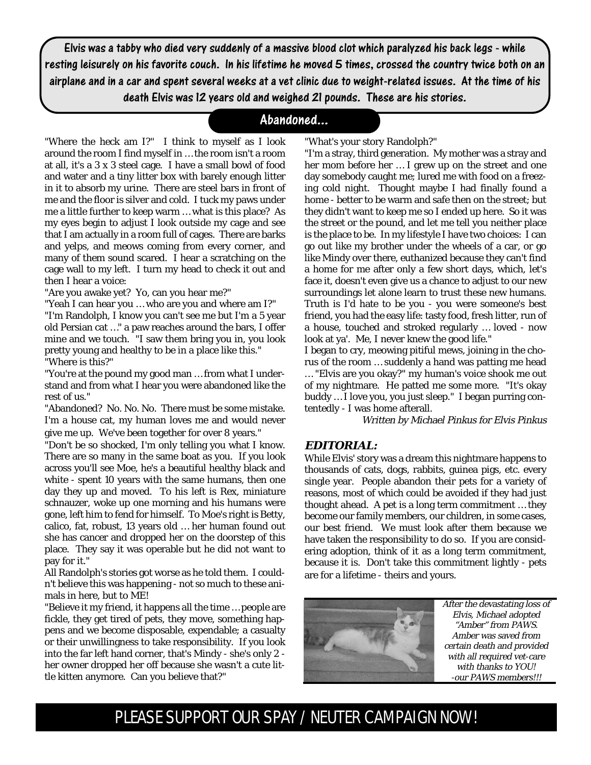**Elvis was a tabby who died very suddenly of a massive blood clot which paralyzed his back legs - while resting leisurely on his favorite couch. In his lifetime he moved 5 times, crossed the country twice both on an airplane and in a car and spent several weeks at a vet clinic due to weight-related issues. At the time of his death Elvis was 12 years old and weighed 21 pounds. These are his stories.**

## Abandoned...

"Where the heck am I?" I think to myself as I look around the room I find myself in … the room isn't a room at all, it's a 3 x 3 steel cage. I have a small bowl of food and water and a tiny litter box with barely enough litter in it to absorb my urine. There are steel bars in front of me and the floor is silver and cold. I tuck my paws under me a little further to keep warm … what is this place? As my eyes begin to adjust I look outside my cage and see that I am actually in a room full of cages. There are barks and yelps, and meows coming from every corner, and many of them sound scared. I hear a scratching on the cage wall to my left. I turn my head to check it out and then I hear a voice:

"Are you awake yet? Yo, can you hear me?"

"Yeah I can hear you … who are you and where am I?"

"I'm Randolph, I know you can't see me but I'm a 5 year old Persian cat …" a paw reaches around the bars, I offer mine and we touch. "I saw them bring you in, you look pretty young and healthy to be in a place like this."

"Where is this?"

"You're at the pound my good man … from what I understand and from what I hear you were abandoned like the rest of us."

"Abandoned? No. No. No. There must be some mistake. I'm a house cat, my human loves me and would never give me up. We've been together for over 8 years."

"Don't be so shocked, I'm only telling you what I know. There are so many in the same boat as you. If you look across you'll see Moe, he's a beautiful healthy black and white - spent 10 years with the same humans, then one day they up and moved. To his left is Rex, miniature schnauzer, woke up one morning and his humans were gone, left him to fend for himself. To Moe's right is Betty, calico, fat, robust, 13 years old … her human found out she has cancer and dropped her on the doorstep of this place. They say it was operable but he did not want to pay for it."

All Randolph's stories got worse as he told them. I couldn't believe this was happening - not so much to these animals in here, but to ME!

"Believe it my friend, it happens all the time … people are fickle, they get tired of pets, they move, something happens and we become disposable, expendable; a casualty or their unwillingness to take responsibility. If you look into the far left hand corner, that's Mindy - she's only 2 - her owner dropped her off because she wasn't a cute little kitten anymore. Can you believe that?"

"What's your story Randolph?"

"I'm a stray, third generation. My mother was a stray and her mom before her … I grew up on the street and one day somebody caught me; lured me with food on a freezing cold night. Thought maybe I had finally found a home - better to be warm and safe then on the street; but they didn't want to keep me so I ended up here. So it was the street or the pound, and let me tell you neither place is the place to be. In my lifestyle I have two choices: I can go out like my brother under the wheels of a car, or go like Mindy over there, euthanized because they can't find a home for me after only a few short days, which, let's face it, doesn't even give us a chance to adjust to our new surroundings let alone learn to trust these new humans. Truth is I'd hate to be you - you were someone's best friend, you had the easy life: tasty food, fresh litter, run of a house, touched and stroked regularly … loved - now look at ya'. Me, I never knew the good life."

I began to cry, meowing pitiful mews, joining in the chorus of the room … suddenly a hand was patting me head … "Elvis are you okay?" my human's voice shook me out of my nightmare. He patted me some more. "It's okay buddy … I love you, you just sleep." I began purring contentedly - I was home afterall.

*Written by Michael Pinkus for Elvis Pinkus*

### *EDITORIAL:*

While Elvis' story was a dream this nightmare happens to thousands of cats, dogs, rabbits, guinea pigs, etc. every single year. People abandon their pets for a variety of reasons, most of which could be avoided if they had just thought ahead. A pet is a long term commitment … they become our family members, our children, in some cases, our best friend. We must look after them because we have taken the responsibility to do so. If you are considering adoption, think of it as a long term commitment, because it is. Don't take this commitment lightly - pets are for a lifetime - theirs and yours.

*After the devastating loss of Elvis, Michael adopted "Amber" from PAWS. Amber was saved from certain death and provided with all required vet-care with thanks to YOU! -our PAWS members!!!*

PLEASE SUPPORT OUR SPAY / NEUTER CAMPAIGN NOW!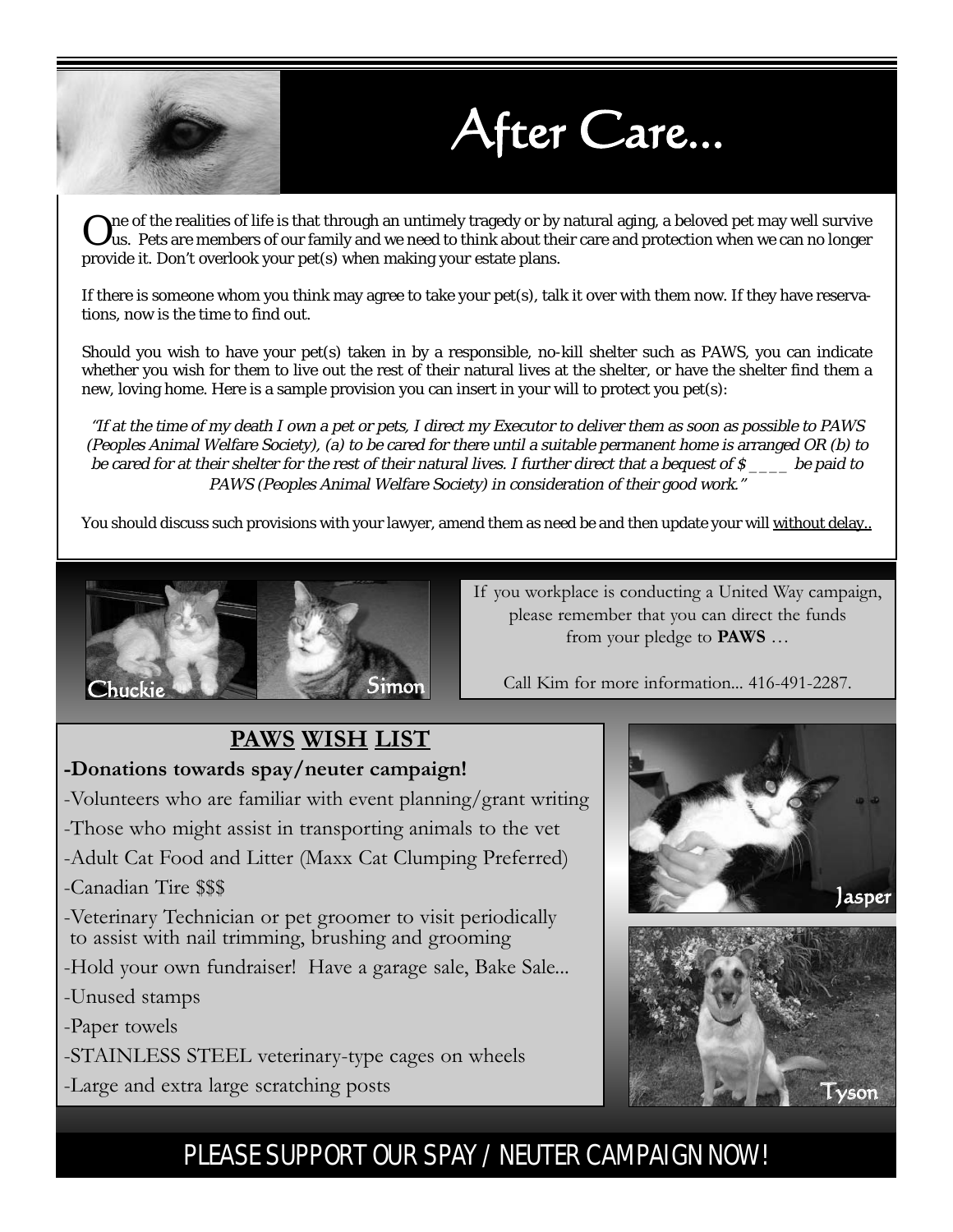# After Care...

One of the realities of life is that through an untimely tragedy or by natural aging, a beloved pet may well survive us. Pets are members of our family and we need to think about their care and protection when we can no longer provide it. Don't overlook your pet(s) when making your estate plans.

If there is someone whom you think may agree to take your pet(s), talk it over with them now. If they have reservations, now is the time to find out.

Should you wish to have your pet(s) taken in by a responsible, no-kill shelter such as PAWS, you can indicate whether you wish for them to live out the rest of their natural lives at the shelter, or have the shelter find them a new, loving home. Here is a sample provision you can insert in your will to protect you pet(s):

*"If at the time of my death I own a pet or pets, I direct my Executor to deliver them as soon as possible to PAWS (Peoples Animal Welfare Society), (a) to be cared for there until a suitable permanent home is arranged OR (b) to be cared for at their shelter for the rest of their natural lives. I further direct that a bequest of $____ be paid to PAWS (Peoples Animal Welfare Society) in consideration of their good work."*

You should discuss such provisions with your lawyer, amend them as need be and then update your will without delay..

Chuckie

Simon

If you workplace is conducting a United Way campaign, please remember that you can direct the funds from your pledge to **PAWS** …

Call Kim for more information... 416-491-2287.

## PAWS WISH LIST

- **Donations towards spay/neuter campaign!**
- Volunteers who are familiar with event planning/grant writing
- Those who might assist in transporting animals to the vet
- Adult Cat Food and Litter (Maxx Cat Clumping Preferred)
- Canadian Tire $$$
- Veterinary Technician or pet groomer to visit periodically to assist with nail trimming, brushing and grooming
- Hold your own fundraiser! Have a garage sale, Bake Sale...
- Unused stamps
- Paper towels
- STAINLESS STEEL veterinary-type cages on wheels
- Large and extra large scratching posts

Jasper

Tyson

PLEASE SUPPORT OUR SPAY / NEUTER CAMPAIGN NOW!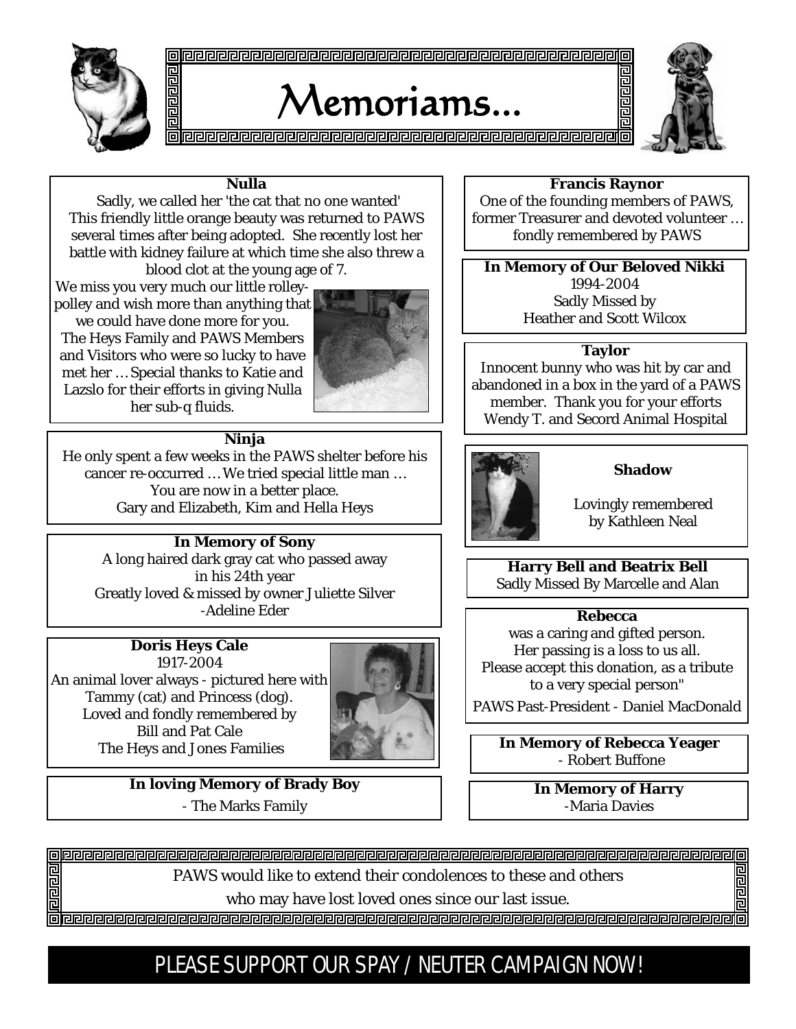# Memoriams...

**Nulla**

Sadly, we called her 'the cat that no one wanted' This friendly little orange beauty was returned to PAWS several times after being adopted. She recently lost her battle with kidney failure at which time she also threw a blood clot at the young age of 7.

We miss you very much our little rolley-polley and wish more than anything that we could have done more for you. The Heys Family and PAWS Members and Visitors who were so lucky to have met her … Special thanks to Katie and Lazslo for their efforts in giving Nulla her sub-q fluids.

**Ninja**

He only spent a few weeks in the PAWS shelter before his cancer re-occurred … We tried special little man … You are now in a better place.
Gary and Elizabeth, Kim and Hella Heys

**In Memory of Sony**

A long haired dark gray cat who passed away in his 24th year
Greatly loved & missed by owner Juliette Silver
-Adeline Eder

**Doris Heys Cale**

1917-2004
An animal lover always - pictured here with Tammy (cat) and Princess (dog).
Loved and fondly remembered by
Bill and Pat Cale
The Heys and Jones Families

**In loving Memory of Brady Boy**

- The Marks Family

**Francis Raynor**

One of the founding members of PAWS, former Treasurer and devoted volunteer … fondly remembered by PAWS

**In Memory of Our Beloved Nikki**

1994-2004
Sadly Missed by
Heather and Scott Wilcox

**Taylor**

Innocent bunny who was hit by car and abandoned in a box in the yard of a PAWS member. Thank you for your efforts Wendy T. and Secord Animal Hospital

**Shadow**

Lovingly remembered by Kathleen Neal

**Harry Bell and Beatrix Bell**

Sadly Missed By Marcelle and Alan

**Rebecca**

was a caring and gifted person.
Her passing is a loss to us all.
Please accept this donation, as a tribute to a very special person"

PAWS Past-President - Daniel MacDonald

**In Memory of Rebecca Yeager**

- Robert Buffone

**In Memory of Harry**

-Maria Davies

PAWS would like to extend their condolences to these and others who may have lost loved ones since our last issue.

PLEASE SUPPORT OUR SPAY / NEUTER CAMPAIGN NOW!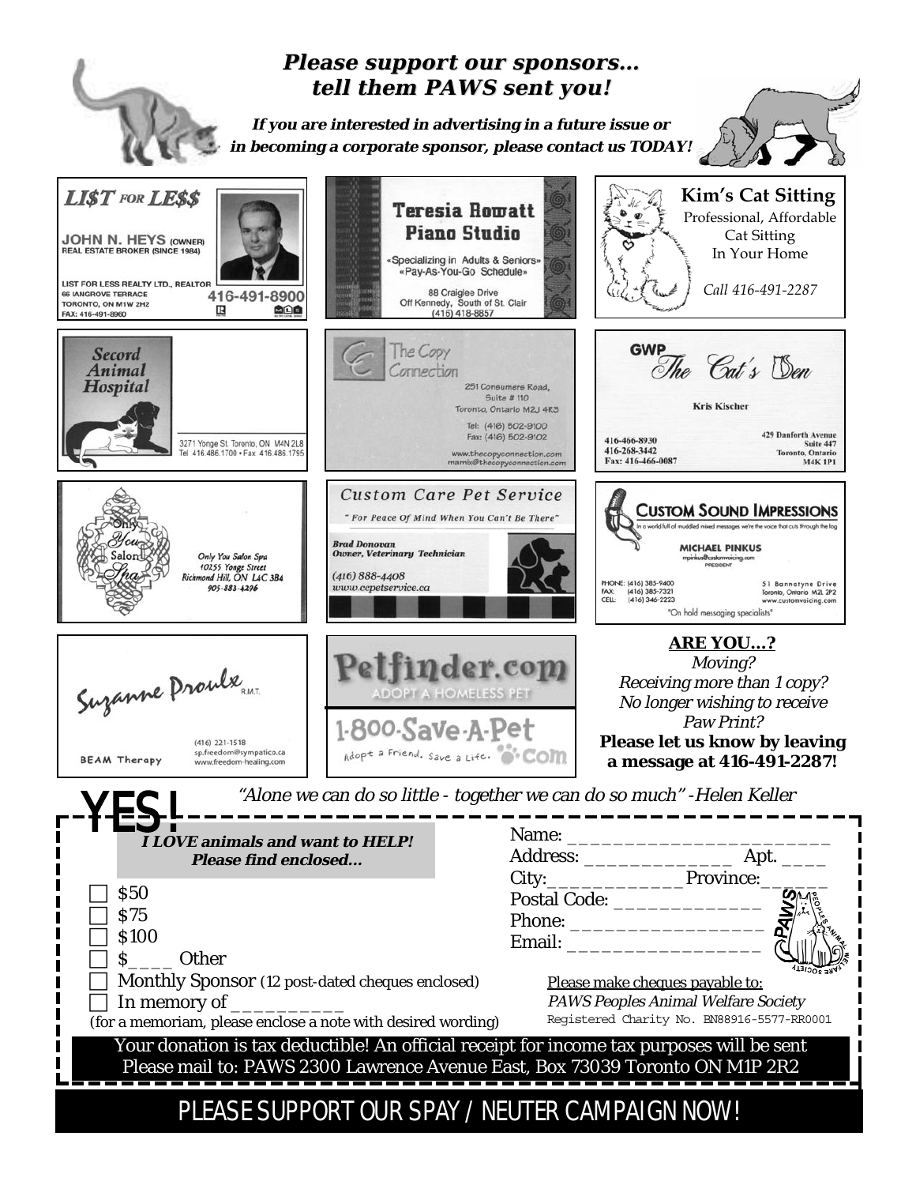# *Please support our sponsors… tell them PAWS sent you!*

***If you are interested in advertising in a future issue or in becoming a corporate sponsor, please contact us TODAY!***

**LI$T FOR LE$$**
JOHN N. HEYS (OWNER)
REAL ESTATE BROKER (SINCE 1984)
LIST FOR LESS REALTY LTD., REALTOR
66 IANGROVE TERRACE
TORONTO, ON M1W 2H2
FAX: 416-491-8960
416-491-8900

**Teresia Rowatt Piano Studio**
«Specializing in Adults & Seniors»
«Pay-As-You-Go Schedule»
88 Craiglee Drive
Off Kennedy, South of St. Clair
(416) 418-8857

**Kim's Cat Sitting**
Professional, Affordable
Cat Sitting
In Your Home
*Call 416-491-2287*

**Secord Animal Hospital**
3271 Yonge St. Toronto, ON M4N 2L8
Tel 416.486.1700 • Fax 416.486.1795

**The Copy Connection**
251 Consumers Road,
Suite # 110
Toronto, Ontario M2J 4R3
Tel: (416) 502-9100
Fax: (416) 502-9102
www.thecopyconnection.com
mamix@thecopyconnection.com

**GWP The Cat's Den**
Kris Kischer
416-466-8930
416-268-3442
Fax: 416-466-0087
429 Danforth Avenue
Suite 447
Toronto, Ontario
M4K 1P1

**Only You Salon Spa**
Only You Salon Spa
10255 Yonge Street
Richmond Hill, ON L4C 3B4
905-883-4296

**Custom Care Pet Service**
"For Peace Of Mind When You Can't Be There"
Brad Donovan
Owner, Veterinary Technician
(416) 888-4408
www.ccpetservice.ca

**CUSTOM SOUND IMPRESSIONS**
In a world full of muddled mixed messages we're the voice that cuts through the fog
MICHAEL PINKUS
mpinkus@customvoicing.com
PRESIDENT
PHONE: (416) 385-9400
FAX: (416) 385-7321
CELL: (416) 346-2223
51 Bannatyne Drive
Toronto, Ontario M2L 2P2
www.customvoicing.com
"On hold messaging specialists"

**Suzanne Proulx** R.M.T.
BEAM Therapy
(416) 221-1518
sp.freedom@sympatico.ca
www.freedom-healing.com

**Petfinder.com**
ADOPT A HOMELESS PET
1-800-Save-A-Pet.com
Adopt a Friend. Save a Life.

**ARE YOU…?**
*Moving?*
*Receiving more than 1 copy?*
*No longer wishing to receive Paw Print?*
**Please let us know by leaving a message at 416-491-2287!**

# YES!

*"Alone we can do so little - together we can do so much" -Helen Keller*

***I LOVE animals and want to HELP! Please find enclosed…***

- ☐ $50
- ☐ $75
- ☐ $100
- ☐ $____ Other
- ☐ Monthly Sponsor (12 post-dated cheques enclosed)
- ☐ In memory of __________

(for a memoriam, please enclose a note with desired wording)

Name: ______________________
Address: ______________ Apt. ____
City:____________Province:______
Postal Code: _____________
Phone: _________________
Email: _________________

Please make cheques payable to:
*PAWS Peoples Animal Welfare Society*
Registered Charity No. BN88916-5577-RR0001

Your donation is tax deductible! An official receipt for income tax purposes will be sent
Please mail to: PAWS 2300 Lawrence Avenue East, Box 73039 Toronto ON M1P 2R2

## PLEASE SUPPORT OUR SPAY / NEUTER CAMPAIGN NOW!